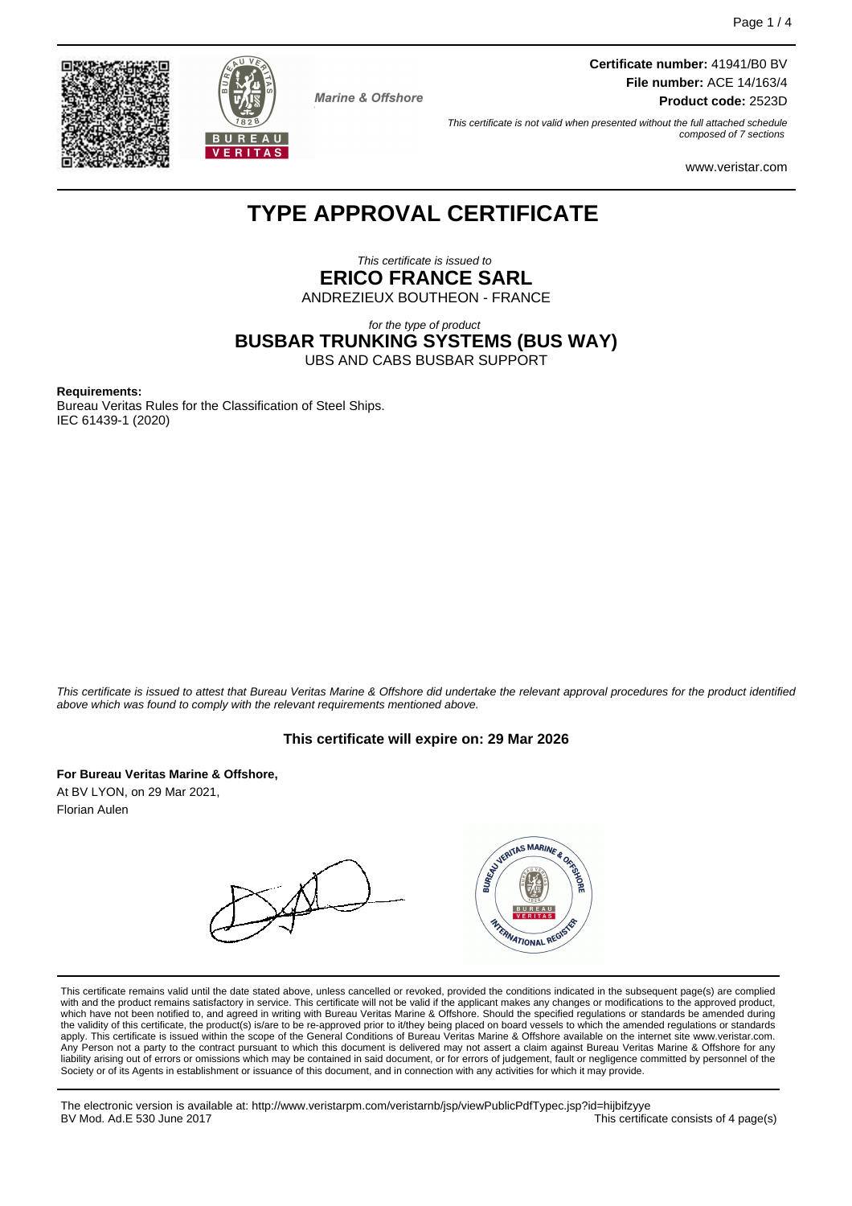**Certificate number:** 41941/B0 BV
**File number:** ACE 14/163/4
**Product code:** 2523D

Marine & Offshore

*This certificate is not valid when presented without the full attached schedule composed of 7 sections*

www.veristar.com

# TYPE APPROVAL CERTIFICATE

*This certificate is issued to*

**ERICO FRANCE SARL**

ANDREZIEUX BOUTHEON - FRANCE

*for the type of product*

**BUSBAR TRUNKING SYSTEMS (BUS WAY)**

UBS AND CABS BUSBAR SUPPORT

**Requirements:**
Bureau Veritas Rules for the Classification of Steel Ships.
IEC 61439-1 (2020)

*This certificate is issued to attest that Bureau Veritas Marine & Offshore did undertake the relevant approval procedures for the product identified above which was found to comply with the relevant requirements mentioned above.*

**This certificate will expire on: 29 Mar 2026**

**For Bureau Veritas Marine & Offshore,**
At BV LYON, on 29 Mar 2021,
Florian Aulen

This certificate remains valid until the date stated above, unless cancelled or revoked, provided the conditions indicated in the subsequent page(s) are complied with and the product remains satisfactory in service. This certificate will not be valid if the applicant makes any changes or modifications to the approved product, which have not been notified to, and agreed in writing with Bureau Veritas Marine & Offshore. Should the specified regulations or standards be amended during the validity of this certificate, the product(s) is/are to be re-approved prior to it/they being placed on board vessels to which the amended regulations or standards apply. This certificate is issued within the scope of the General Conditions of Bureau Veritas Marine & Offshore available on the internet site www.veristar.com. Any Person not a party to the contract pursuant to which this document is delivered may not assert a claim against Bureau Veritas Marine & Offshore for any liability arising out of errors or omissions which may be contained in said document, or for errors of judgement, fault or negligence committed by personnel of the Society or of its Agents in establishment or issuance of this document, and in connection with any activities for which it may provide.

The electronic version is available at: http://www.veristarpm.com/veristarnb/jsp/viewPublicPdfTypec.jsp?id=hijbifzyye
BV Mod. Ad.E 530 June 2017

This certificate consists of 4 page(s)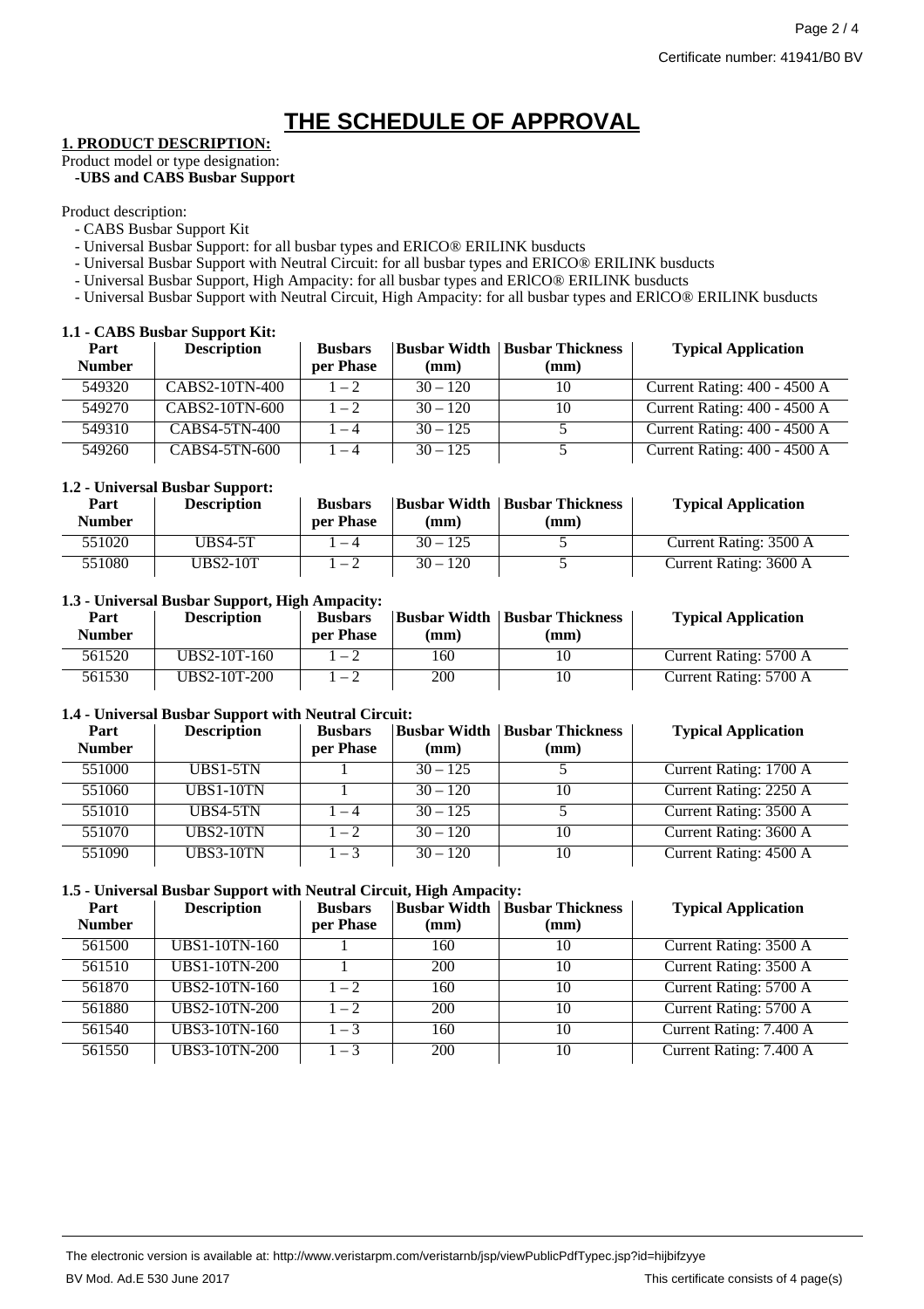Certificate number: 41941/B0 BV

# THE SCHEDULE OF APPROVAL

**1. PRODUCT DESCRIPTION:**

Product model or type designation:

**-UBS and CABS Busbar Support**

Product description:

- CABS Busbar Support Kit
- Universal Busbar Support: for all busbar types and ERICO® ERILINK busducts
- Universal Busbar Support with Neutral Circuit: for all busbar types and ERICO® ERILINK busducts
- Universal Busbar Support, High Ampacity: for all busbar types and ERlCO® ERILINK busducts
- Universal Busbar Support with Neutral Circuit, High Ampacity: for all busbar types and ERlCO® ERILINK busducts

**1.1 - CABS Busbar Support Kit:**

| Part Number | Description | Busbars per Phase | Busbar Width (mm) | Busbar Thickness (mm) | Typical Application |
|---|---|---|---|---|---|
| 549320 | CABS2-10TN-400 | 1 – 2 | 30 – 120 | 10 | Current Rating: 400 - 4500 A |
| 549270 | CABS2-10TN-600 | 1 – 2 | 30 – 120 | 10 | Current Rating: 400 - 4500 A |
| 549310 | CABS4-5TN-400 | 1 – 4 | 30 – 125 | 5 | Current Rating: 400 - 4500 A |
| 549260 | CABS4-5TN-600 | 1 – 4 | 30 – 125 | 5 | Current Rating: 400 - 4500 A |

**1.2 - Universal Busbar Support:**

| Part Number | Description | Busbars per Phase | Busbar Width (mm) | Busbar Thickness (mm) | Typical Application |
|---|---|---|---|---|---|
| 551020 | UBS4-5T | 1 – 4 | 30 – 125 | 5 | Current Rating: 3500 A |
| 551080 | UBS2-10T | 1 – 2 | 30 – 120 | 5 | Current Rating: 3600 A |

**1.3 - Universal Busbar Support, High Ampacity:**

| Part Number | Description | Busbars per Phase | Busbar Width (mm) | Busbar Thickness (mm) | Typical Application |
|---|---|---|---|---|---|
| 561520 | UBS2-10T-160 | 1 – 2 | 160 | 10 | Current Rating: 5700 A |
| 561530 | UBS2-10T-200 | 1 – 2 | 200 | 10 | Current Rating: 5700 A |

**1.4 - Universal Busbar Support with Neutral Circuit:**

| Part Number | Description | Busbars per Phase | Busbar Width (mm) | Busbar Thickness (mm) | Typical Application |
|---|---|---|---|---|---|
| 551000 | UBS1-5TN | 1 | 30 – 125 | 5 | Current Rating: 1700 A |
| 551060 | UBS1-10TN | 1 | 30 – 120 | 10 | Current Rating: 2250 A |
| 551010 | UBS4-5TN | 1 – 4 | 30 – 125 | 5 | Current Rating: 3500 A |
| 551070 | UBS2-10TN | 1 – 2 | 30 – 120 | 10 | Current Rating: 3600 A |
| 551090 | UBS3-10TN | 1 – 3 | 30 – 120 | 10 | Current Rating: 4500 A |

**1.5 - Universal Busbar Support with Neutral Circuit, High Ampacity:**

| Part Number | Description | Busbars per Phase | Busbar Width (mm) | Busbar Thickness (mm) | Typical Application |
|---|---|---|---|---|---|
| 561500 | UBS1-10TN-160 | 1 | 160 | 10 | Current Rating: 3500 A |
| 561510 | UBS1-10TN-200 | 1 | 200 | 10 | Current Rating: 3500 A |
| 561870 | UBS2-10TN-160 | 1 – 2 | 160 | 10 | Current Rating: 5700 A |
| 561880 | UBS2-10TN-200 | 1 – 2 | 200 | 10 | Current Rating: 5700 A |
| 561540 | UBS3-10TN-160 | 1 – 3 | 160 | 10 | Current Rating: 7.400 A |
| 561550 | UBS3-10TN-200 | 1 – 3 | 200 | 10 | Current Rating: 7.400 A |

The electronic version is available at: http://www.veristarpm.com/veristarnb/jsp/viewPublicPdfTypec.jsp?id=hijbifzyye

BV Mod. Ad.E 530 June 2017

This certificate consists of 4 page(s)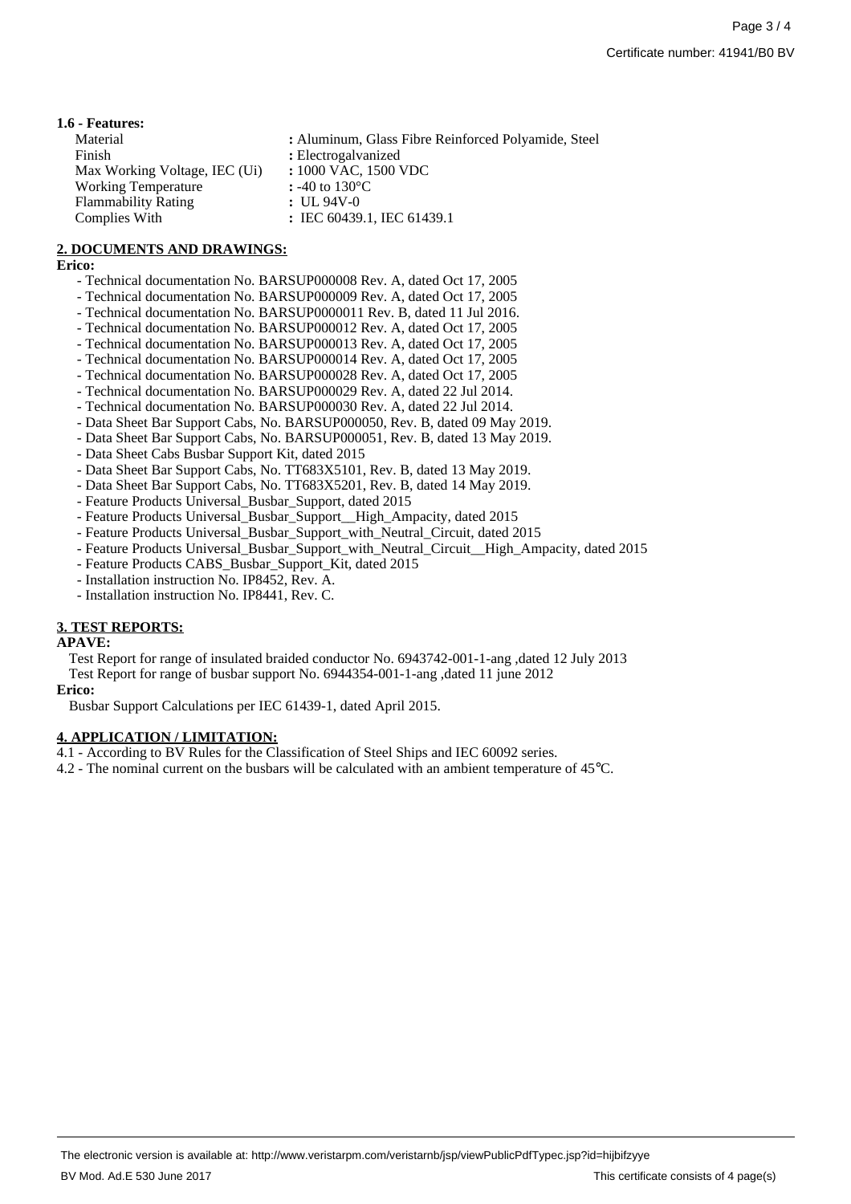**1.6 - Features:**

| | |
|---|---|
| Material | : Aluminum, Glass Fibre Reinforced Polyamide, Steel |
| Finish | : Electrogalvanized |
| Max Working Voltage, IEC (Ui) | : 1000 VAC, 1500 VDC |
| Working Temperature | : -40 to 130°C |
| Flammability Rating | : UL 94V-0 |
| Complies With | : IEC 60439.1, IEC 61439.1 |

## 2. DOCUMENTS AND DRAWINGS:

**Erico:**

- Technical documentation No. BARSUP000008 Rev. A, dated Oct 17, 2005
- Technical documentation No. BARSUP000009 Rev. A, dated Oct 17, 2005
- Technical documentation No. BARSUP0000011 Rev. B, dated 11 Jul 2016.
- Technical documentation No. BARSUP000012 Rev. A, dated Oct 17, 2005
- Technical documentation No. BARSUP000013 Rev. A, dated Oct 17, 2005
- Technical documentation No. BARSUP000014 Rev. A, dated Oct 17, 2005
- Technical documentation No. BARSUP000028 Rev. A, dated Oct 17, 2005
- Technical documentation No. BARSUP000029 Rev. A, dated 22 Jul 2014.
- Technical documentation No. BARSUP000030 Rev. A, dated 22 Jul 2014.
- Data Sheet Bar Support Cabs, No. BARSUP000050, Rev. B, dated 09 May 2019.
- Data Sheet Bar Support Cabs, No. BARSUP000051, Rev. B, dated 13 May 2019.
- Data Sheet Cabs Busbar Support Kit, dated 2015
- Data Sheet Bar Support Cabs, No. TT683X5101, Rev. B, dated 13 May 2019.
- Data Sheet Bar Support Cabs, No. TT683X5201, Rev. B, dated 14 May 2019.
- Feature Products Universal_Busbar_Support, dated 2015
- Feature Products Universal_Busbar_Support__High_Ampacity, dated 2015
- Feature Products Universal_Busbar_Support_with_Neutral_Circuit, dated 2015
- Feature Products Universal_Busbar_Support_with_Neutral_Circuit__High_Ampacity, dated 2015
- Feature Products CABS_Busbar_Support_Kit, dated 2015
- Installation instruction No. IP8452, Rev. A.
- Installation instruction No. IP8441, Rev. C.

## 3. TEST REPORTS:

**APAVE:**

Test Report for range of insulated braided conductor No. 6943742-001-1-ang ,dated 12 July 2013

Test Report for range of busbar support No. 6944354-001-1-ang ,dated 11 june 2012

**Erico:**

Busbar Support Calculations per IEC 61439-1, dated April 2015.

## 4. APPLICATION / LIMITATION:

4.1 - According to BV Rules for the Classification of Steel Ships and IEC 60092 series.

4.2 - The nominal current on the busbars will be calculated with an ambient temperature of 45°C.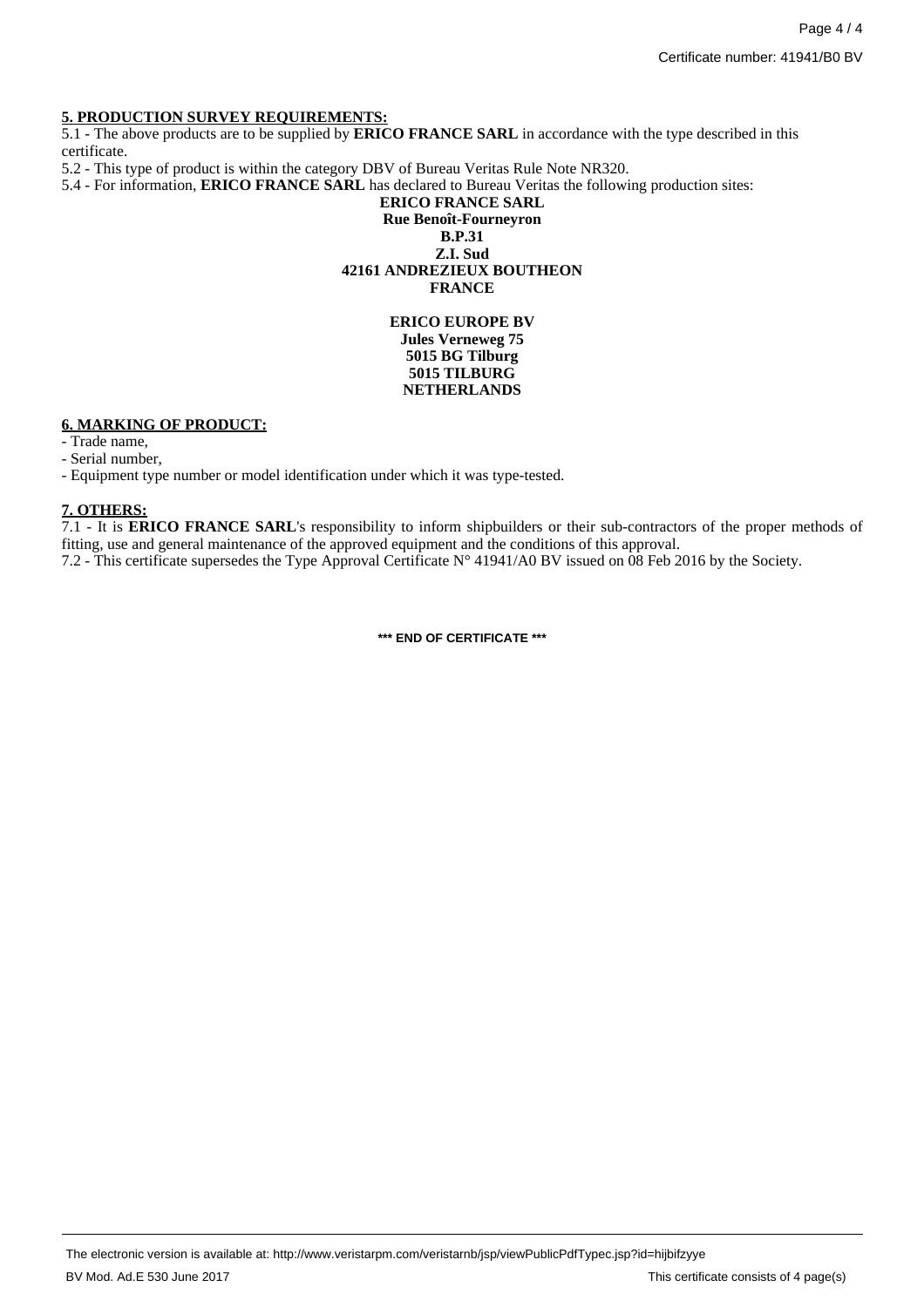## 5. PRODUCTION SURVEY REQUIREMENTS:

5.1 - The above products are to be supplied by **ERICO FRANCE SARL** in accordance with the type described in this certificate.

5.2 - This type of product is within the category DBV of Bureau Veritas Rule Note NR320.

5.4 - For information, **ERICO FRANCE SARL** has declared to Bureau Veritas the following production sites:

**ERICO FRANCE SARL**
**Rue Benoît-Fourneyron**
**B.P.31**
**Z.I. Sud**
**42161 ANDREZIEUX BOUTHEON**
**FRANCE**

**ERICO EUROPE BV**
**Jules Verneweg 75**
**5015 BG Tilburg**
**5015 TILBURG**
**NETHERLANDS**

## 6. MARKING OF PRODUCT:

- Trade name,
- Serial number,
- Equipment type number or model identification under which it was type-tested.

## 7. OTHERS:

7.1 - It is **ERICO FRANCE SARL**'s responsibility to inform shipbuilders or their sub-contractors of the proper methods of fitting, use and general maintenance of the approved equipment and the conditions of this approval.

7.2 - This certificate supersedes the Type Approval Certificate N° 41941/A0 BV issued on 08 Feb 2016 by the Society.

**\*\*\* END OF CERTIFICATE \*\*\***

The electronic version is available at: http://www.veristarpm.com/veristarnb/jsp/viewPublicPdfTypec.jsp?id=hijbifzyye

BV Mod. Ad.E 530 June 2017

This certificate consists of 4 page(s)